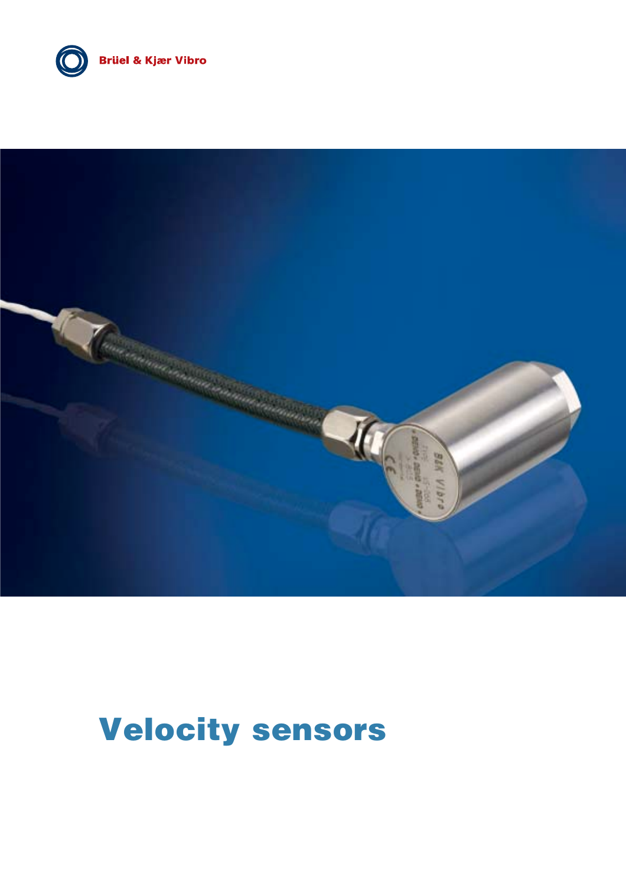Brüel & Kjær Vibro

# Velocity sensors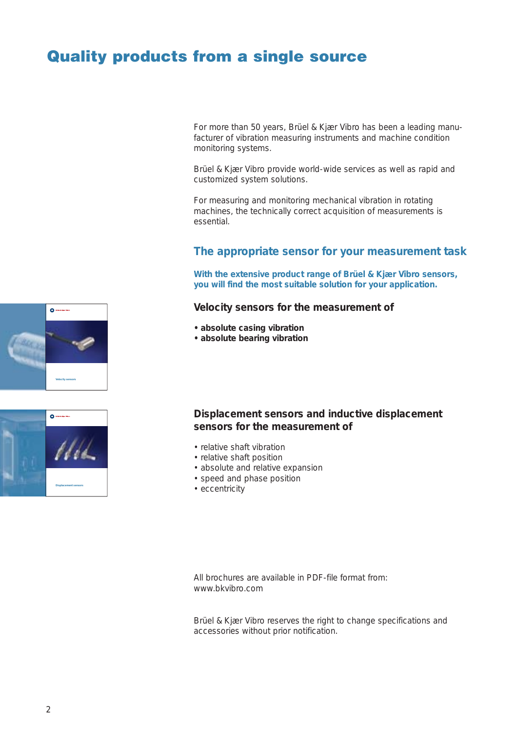# Quality products from a single source

For more than 50 years, Brüel & Kjær Vibro has been a leading manufacturer of vibration measuring instruments and machine condition monitoring systems.

Brüel & Kjær Vibro provide world-wide services as well as rapid and customized system solutions.

For measuring and monitoring mechanical vibration in rotating machines, the technically correct acquisition of measurements is essential.

## The appropriate sensor for your measurement task

**With the extensive product range of Brüel & Kjær Vibro sensors, you will find the most suitable solution for your application.**

### Velocity sensors for the measurement of

- **absolute casing vibration**
- **absolute bearing vibration**

### Displacement sensors and inductive displacement sensors for the measurement of

- relative shaft vibration
- relative shaft position
- absolute and relative expansion
- speed and phase position
- eccentricity

All brochures are available in PDF-file format from: www.bkvibro.com

Brüel & Kjær Vibro reserves the right to change specifications and accessories without prior notification.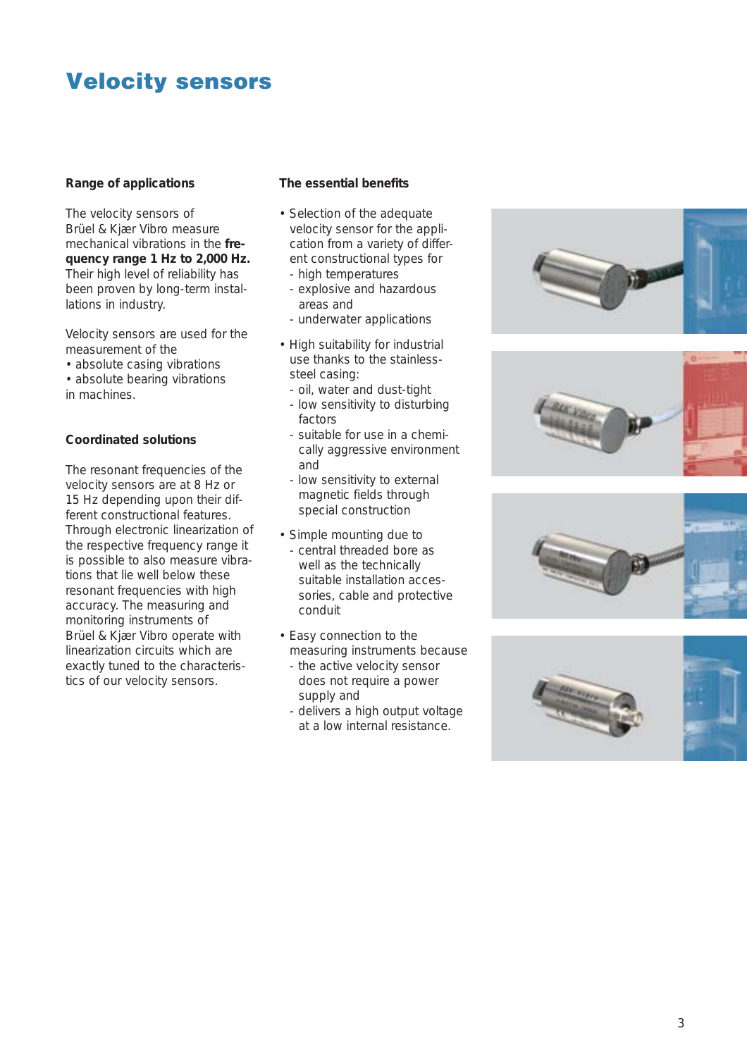# Velocity sensors

## Range of applications

The velocity sensors of Brüel & Kjær Vibro measure mechanical vibrations in the **frequency range 1 Hz to 2,000 Hz.** Their high level of reliability has been proven by long-term installations in industry.

Velocity sensors are used for the measurement of the

- absolute casing vibrations
- absolute bearing vibrations

in machines.

## Coordinated solutions

The resonant frequencies of the velocity sensors are at 8 Hz or 15 Hz depending upon their different constructional features. Through electronic linearization of the respective frequency range it is possible to also measure vibrations that lie well below these resonant frequencies with high accuracy. The measuring and monitoring instruments of Brüel & Kjær Vibro operate with linearization circuits which are exactly tuned to the characteristics of our velocity sensors.

## The essential benefits

- Selection of the adequate velocity sensor for the application from a variety of different constructional types for
  - high temperatures
  - explosive and hazardous areas and
  - underwater applications
- High suitability for industrial use thanks to the stainless-steel casing:
  - oil, water and dust-tight
  - low sensitivity to disturbing factors
  - suitable for use in a chemically aggressive environment and
  - low sensitivity to external magnetic fields through special construction
- Simple mounting due to
  - central threaded bore as well as the technically suitable installation accessories, cable and protective conduit
- Easy connection to the measuring instruments because
  - the active velocity sensor does not require a power supply and
  - delivers a high output voltage at a low internal resistance.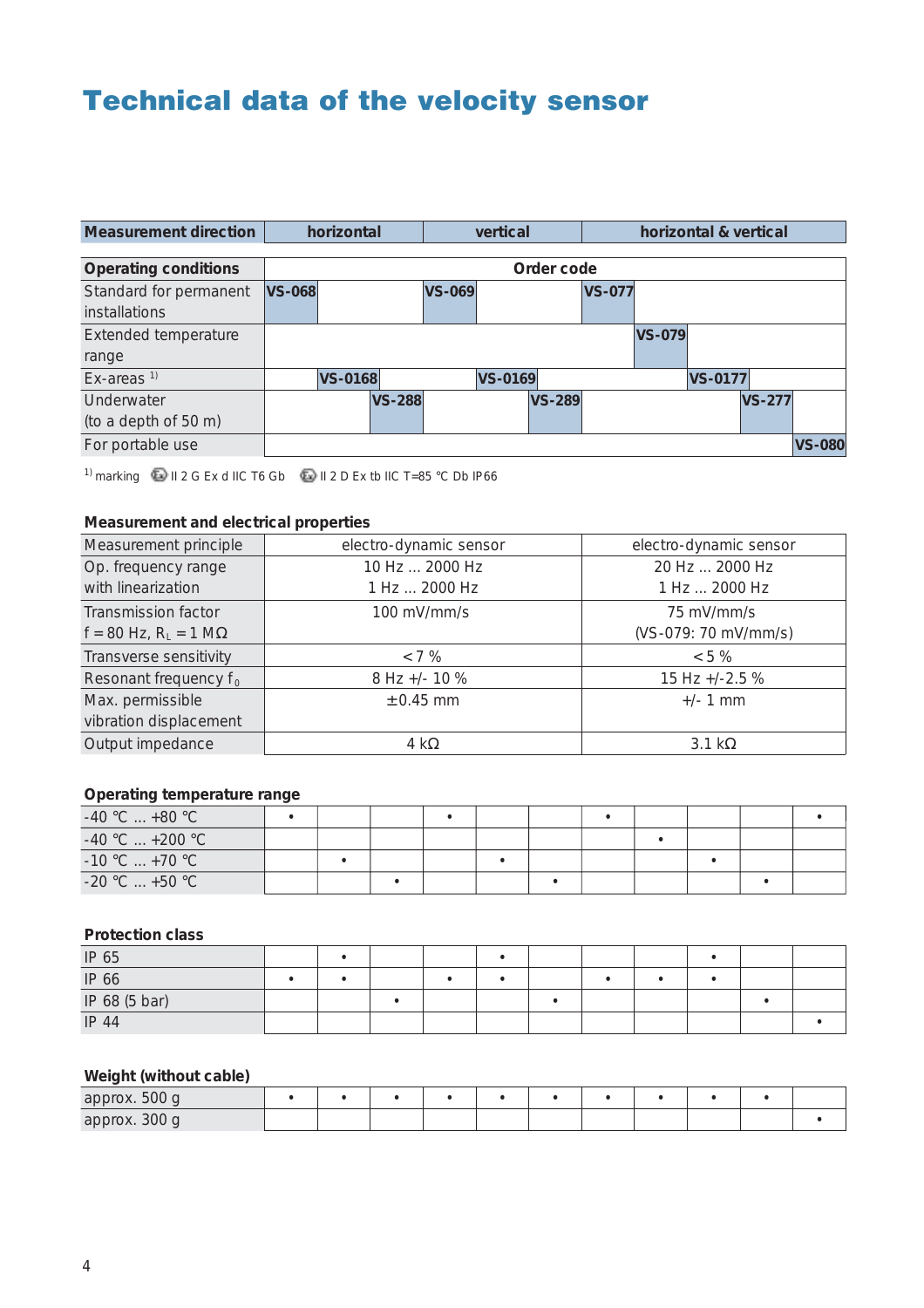# Technical data of the velocity sensor

| Measurement direction | horizontal | | | vertical | | | horizontal & vertical | | | | |
|---|---|---|---|---|---|---|---|---|---|---|---|
| **Operating conditions** | **Order code** | | | | | | | | | | |
| Standard for permanent installations | **VS-068** | | | **VS-069** | | | **VS-077** | | | | |
| Extended temperature range | | | | | | | | **VS-079** | | | |
| Ex-areas [1] | | **VS-0168** | | | **VS-0169** | | | | **VS-0177** | | |
| Underwater (to a depth of 50 m) | | | **VS-288** | | | **VS-289** | | | | **VS-277** | |
| For portable use | | | | | | | | | | | **VS-080** |

[1] marking ⟨Ex⟩ II 2 G Ex d IIC T6 Gb ⟨Ex⟩ II 2 D Ex tb IIC T=85 °C Db IP66

### Measurement and electrical properties

| | | |
|---|---|---|
| Measurement principle | electro-dynamic sensor | electro-dynamic sensor |
| Op. frequency range<br>with linearization | 10 Hz ... 2000 Hz<br>1 Hz ... 2000 Hz | 20 Hz ... 2000 Hz<br>1 Hz ... 2000 Hz |
| Transmission factor<br>f = 80 Hz, $R_L$ = 1 MΩ | 100 mV/mm/s | 75 mV/mm/s<br>(VS-079: 70 mV/mm/s) |
| Transverse sensitivity | < 7 % | < 5 % |
| Resonant frequency $f_0$ | 8 Hz +/- 10 % | 15 Hz +/-2.5 % |
| Max. permissible vibration displacement | ±0.45 mm | +/- 1 mm |
| Output impedance | 4 kΩ | 3.1 kΩ |

### Operating temperature range

| | | | | | | | | | | | |
|---|---|---|---|---|---|---|---|---|---|---|---|
| -40 °C ... +80 °C | • | | | • | | | • | | | | • |
| -40 °C ... +200 °C | | | | | | | | • | | | |
| -10 °C ... +70 °C | | • | | | • | | | | • | | |
| -20 °C ... +50 °C | | | • | | | • | | | | • | |

### Protection class

| | | | | | | | | | | | |
|---|---|---|---|---|---|---|---|---|---|---|---|
| IP 65 | | • | | | • | | | | • | | |
| IP 66 | • | • | | • | • | | • | • | • | | |
| IP 68 (5 bar) | | | • | | | • | | | | • | |
| IP 44 | | | | | | | | | | | • |

### Weight (without cable)

| | | | | | | | | | | | |
|---|---|---|---|---|---|---|---|---|---|---|---|
| approx. 500 g | • | • | • | • | • | • | • | • | • | • | |
| approx. 300 g | | | | | | | | | | | • |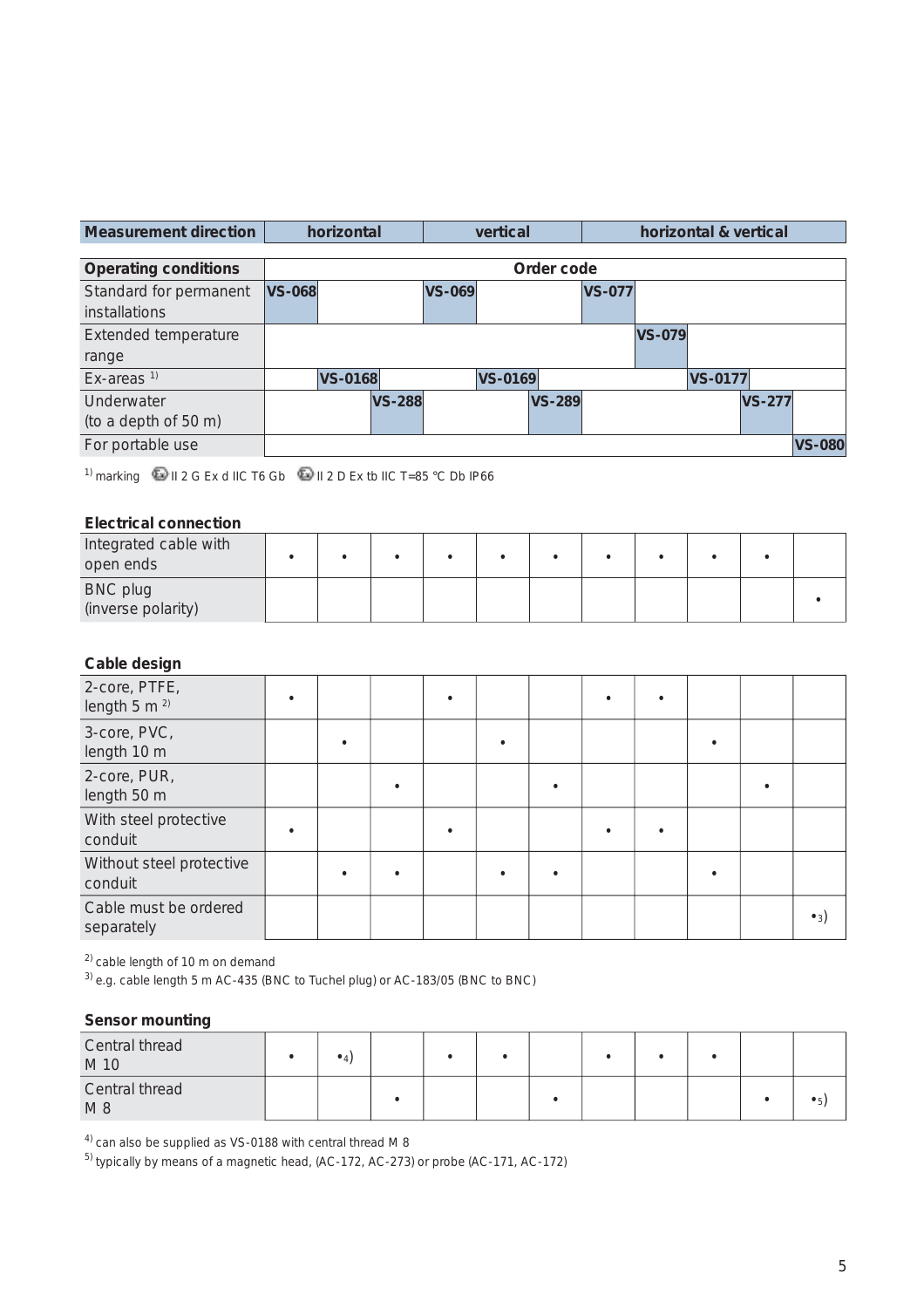| Measurement direction | horizontal | | | vertical | | | horizontal & vertical | | | | |
|---|---|---|---|---|---|---|---|---|---|---|---|
| **Operating conditions** | **Order code** | | | | | | | | | | |
| Standard for permanent installations | VS-068 | | | VS-069 | | | VS-077 | | | | |
| Extended temperature range | | | | | | | | VS-079 | | | |
| Ex-areas [1] | | VS-0168 | | | VS-0169 | | | | VS-0177 | | |
| Underwater (to a depth of 50 m) | | | VS-288 | | | VS-289 | | | | VS-277 | |
| For portable use | | | | | | | | | | | VS-080 |

[1] marking II 2 G Ex d IIC T6 Gb II 2 D Ex tb IIC T=85 °C Db IP66

**Electrical connection**

| | VS-068 | VS-0168 | VS-288 | VS-069 | VS-0169 | VS-289 | VS-077 | VS-079 | VS-0177 | VS-277 | VS-080 |
|---|---|---|---|---|---|---|---|---|---|---|---|
| Integrated cable with open ends | • | • | • | • | • | • | • | • | • | • | |
| BNC plug (inverse polarity) | | | | | | | | | | | • |

**Cable design**

| | VS-068 | VS-0168 | VS-288 | VS-069 | VS-0169 | VS-289 | VS-077 | VS-079 | VS-0177 | VS-277 | VS-080 |
|---|---|---|---|---|---|---|---|---|---|---|---|
| 2-core, PTFE, length 5 m [2] | • | | | • | | | • | • | | | |
| 3-core, PVC, length 10 m | | • | | | • | | | | • | | |
| 2-core, PUR, length 50 m | | | • | | | • | | | | • | |
| With steel protective conduit | • | | | • | | | • | • | | | |
| Without steel protective conduit | | • | • | | • | • | | | • | | |
| Cable must be ordered separately | | | | | | | | | | | • [3] |

[2] cable length of 10 m on demand
[3] e.g. cable length 5 m AC-435 (BNC to Tuchel plug) or AC-183/05 (BNC to BNC)

**Sensor mounting**

| | VS-068 | VS-0168 | VS-288 | VS-069 | VS-0169 | VS-289 | VS-077 | VS-079 | VS-0177 | VS-277 | VS-080 |
|---|---|---|---|---|---|---|---|---|---|---|---|
| Central thread M 10 | • | • [4] | | • | • | | • | • | • | | |
| Central thread M 8 | | | • | | | • | | | | • | • [5] |

[4] can also be supplied as VS-0188 with central thread M 8
[5] typically by means of a magnetic head, (AC-172, AC-273) or probe (AC-171, AC-172)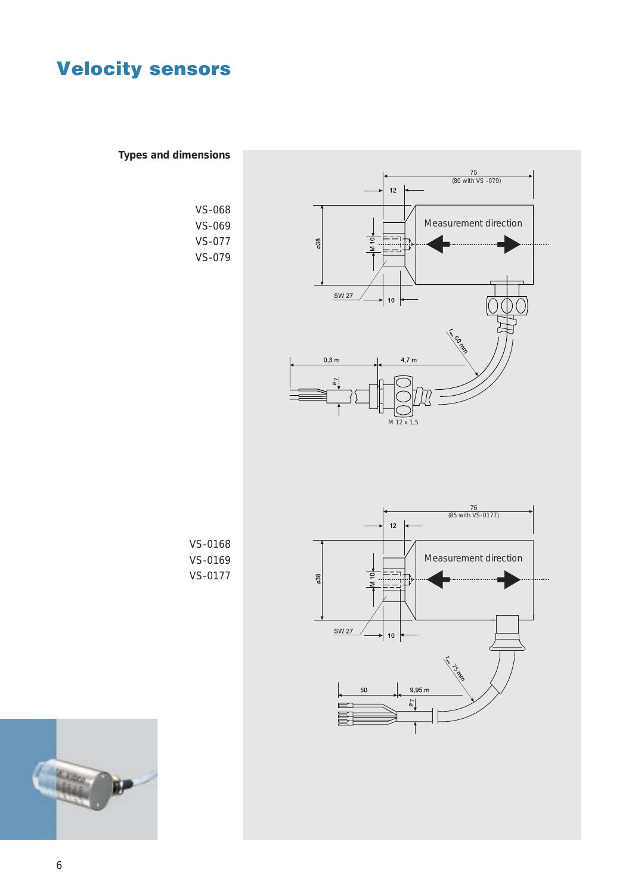# Velocity sensors

**Types and dimensions**

VS-068
VS-069
VS-077
VS-079

75 (80 with VS -079)

12

Measurement direction

ø38

M 10

SW 27

10

$r_{min}$ 60 mm

0,3 m

4,7 m

ø 7

M 12 x 1,5

VS-0168
VS-0169
VS-0177

75 (85 with VS-0177)

12

Measurement direction

ø38

M 10

SW 27

10

$r_{min}$ 75 mm

50

9,95 m

ø 7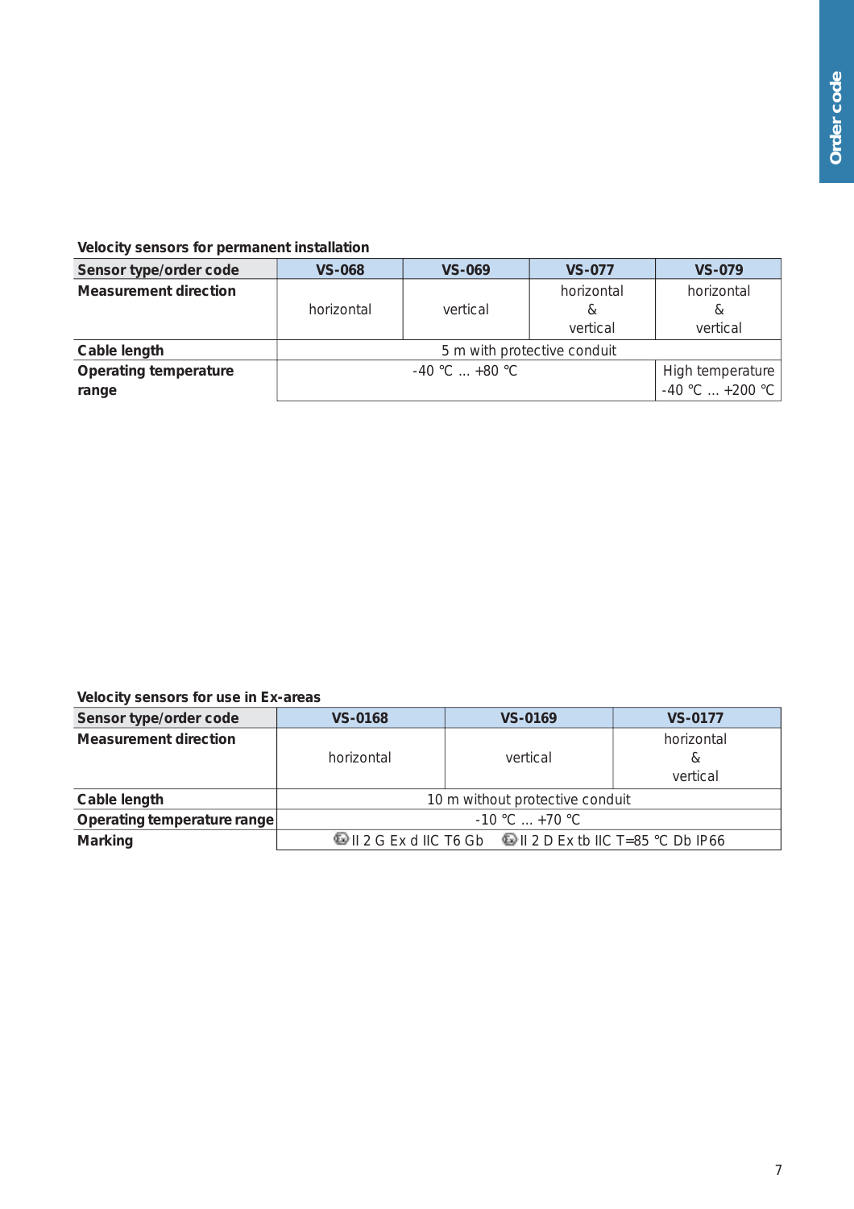### Velocity sensors for permanent installation

| Sensor type/order code | VS-068 | VS-069 | VS-077 | VS-079 |
|---|---|---|---|---|
| **Measurement direction** | horizontal | vertical | horizontal & vertical | horizontal & vertical |
| **Cable length** | 5 m with protective conduit | | | |
| **Operating temperature range** | -40 °C ... +80 °C | | | High temperature -40 °C ... +200 °C |

### Velocity sensors for use in Ex-areas

| Sensor type/order code | VS-0168 | VS-0169 | VS-0177 |
|---|---|---|---|
| **Measurement direction** | horizontal | vertical | horizontal & vertical |
| **Cable length** | 10 m without protective conduit | | |
| **Operating temperature range** | -10 °C ... +70 °C | | |
| **Marking** | Ex II 2 G Ex d IIC T6 Gb Ex II 2 D Ex tb IIC T=85 °C Db IP66 | | |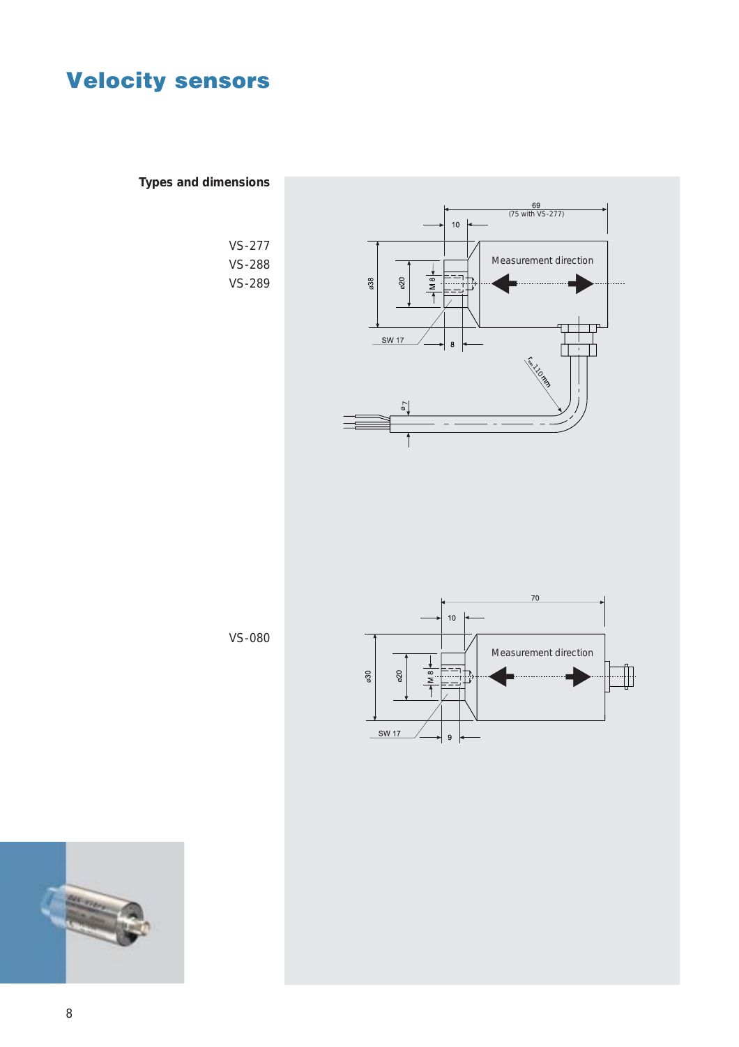# Velocity sensors

**Types and dimensions**

VS-277
VS-288
VS-289

69
(75 with VS-277)

10

Measurement direction

ø38

ø20

M 8

SW 17

8

r min 110 mm

ø 7

VS-080

70

10

Measurement direction

ø30

ø20

M 8

SW 17

9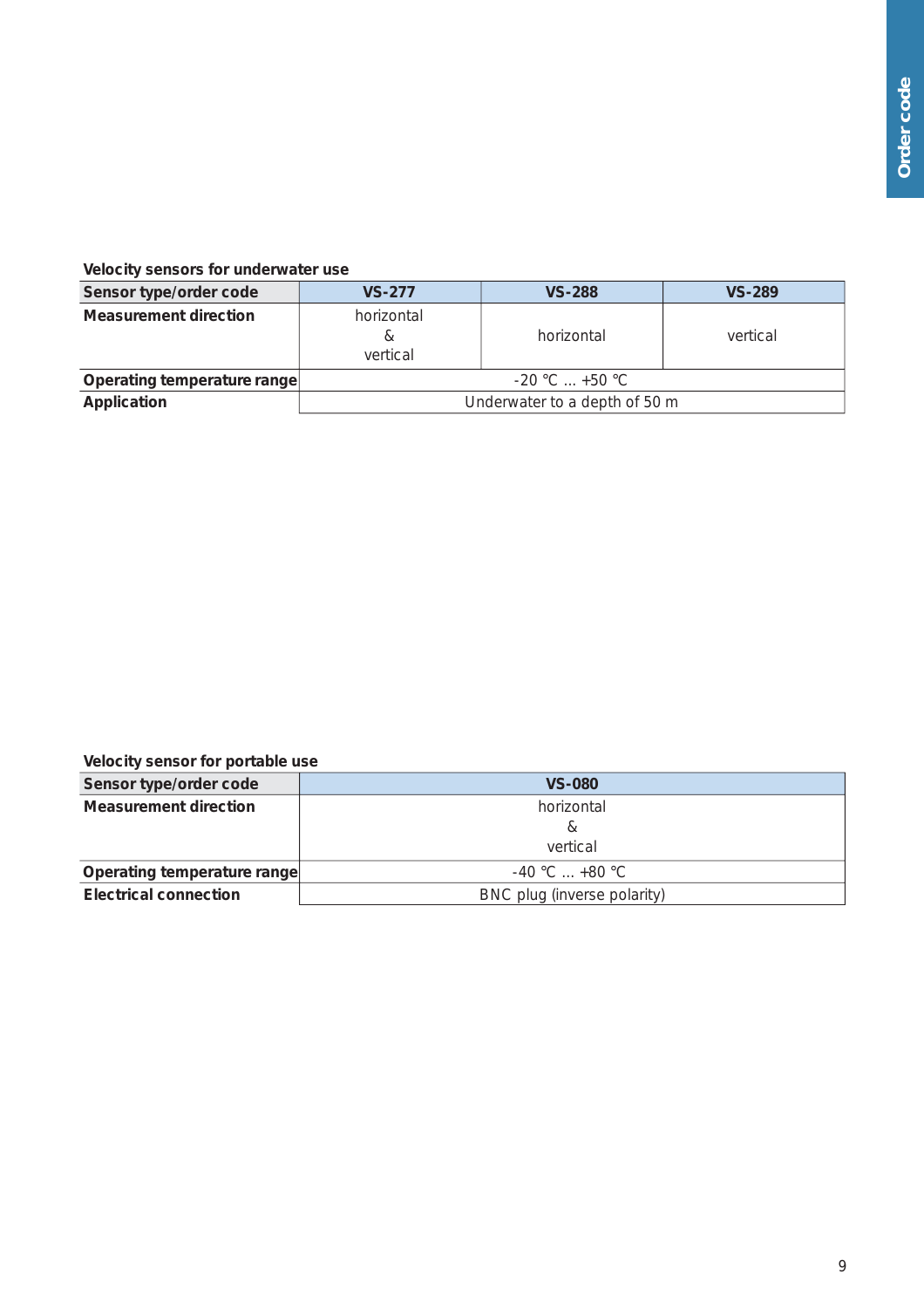### Velocity sensors for underwater use

| Sensor type/order code | VS-277 | VS-288 | VS-289 |
|---|---|---|---|
| Measurement direction | horizontal & vertical | horizontal | vertical |
| Operating temperature range | -20 °C ... +50 °C | | |
| Application | Underwater to a depth of 50 m | | |

### Velocity sensor for portable use

| Sensor type/order code | VS-080 |
|---|---|
| Measurement direction | horizontal & vertical |
| Operating temperature range | -40 °C ... +80 °C |
| Electrical connection | BNC plug (inverse polarity) |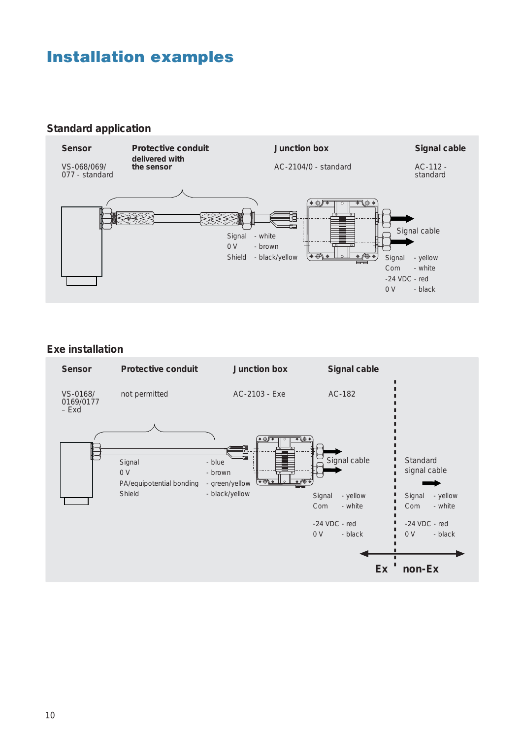# Installation examples

## Standard application

**Sensor**

VS-068/069/077 - standard

**Protective conduit delivered with the sensor**

**Junction box**

AC-2104/0 - standard

**Signal cable**

AC-112 - standard

Signal - white
0 V - brown
Shield - black/yellow

Signal cable

Signal - yellow
Com - white
-24 VDC - red
0 V - black

## Exe installation

**Sensor**

VS-0168/0169/0177 – Exd

**Protective conduit**

not permitted

**Junction box**

AC-2103 - Exe

**Signal cable**

AC-182

Signal - blue
0 V - brown
PA/equipotential bonding - green/yellow
Shield - black/yellow

Signal cable

Signal - yellow
Com - white
-24 VDC - red
0 V - black

Standard signal cable

Signal - yellow
Com - white
-24 VDC - red
0 V - black

Ex | non-Ex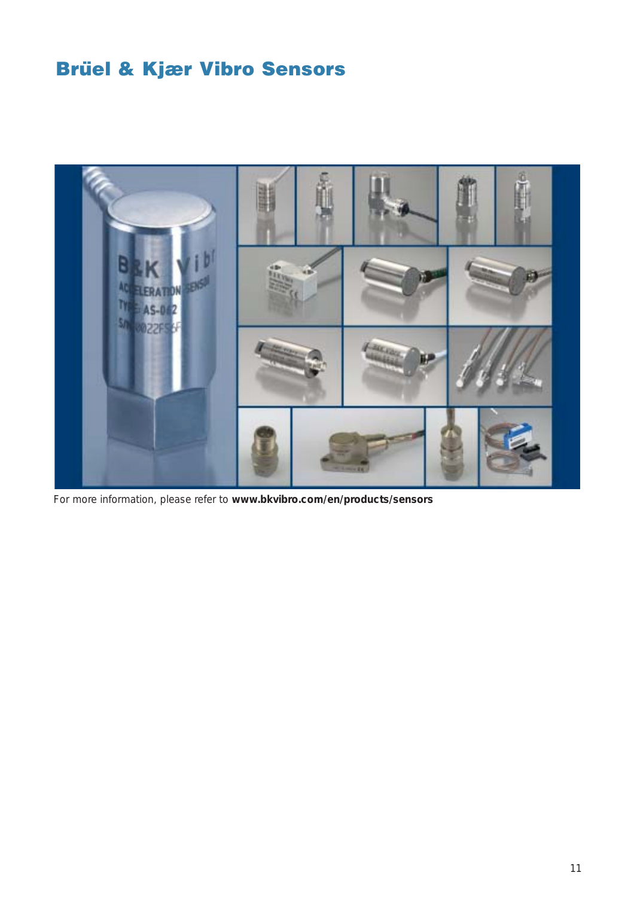# Brüel & Kjær Vibro Sensors

For more information, please refer to **www.bkvibro.com/en/products/sensors**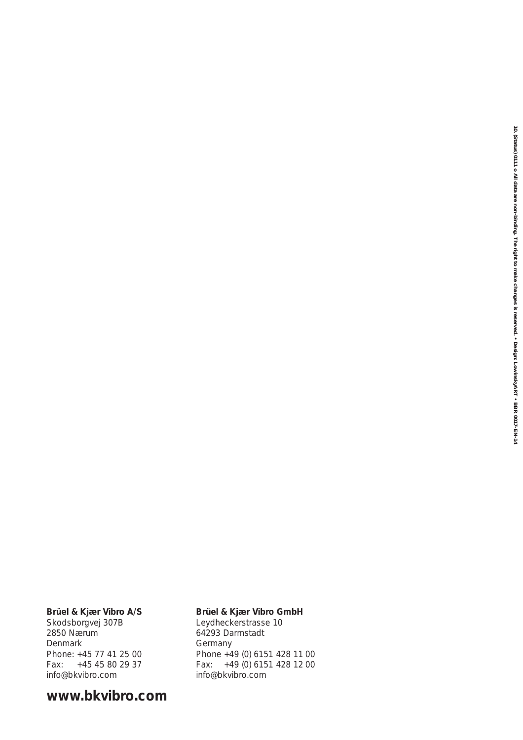**Brüel & Kjær Vibro A/S**
Skodsborgvej 307B
2850 Nærum
Denmark
Phone: +45 77 41 25 00
Fax: +45 45 80 29 37
info@bkvibro.com

**Brüel & Kjær Vibro GmbH**
Leydheckerstrasse 10
64293 Darmstadt
Germany
Phone +49 (0) 6151 428 11 00
Fax: +49 (0) 6151 428 12 00
info@bkvibro.com

**www.bkvibro.com**

10. (Status) 0111 o All data are non-binding. The right to make changes is reserved. • Design: LowinskyART • BBR 0017-EN-14